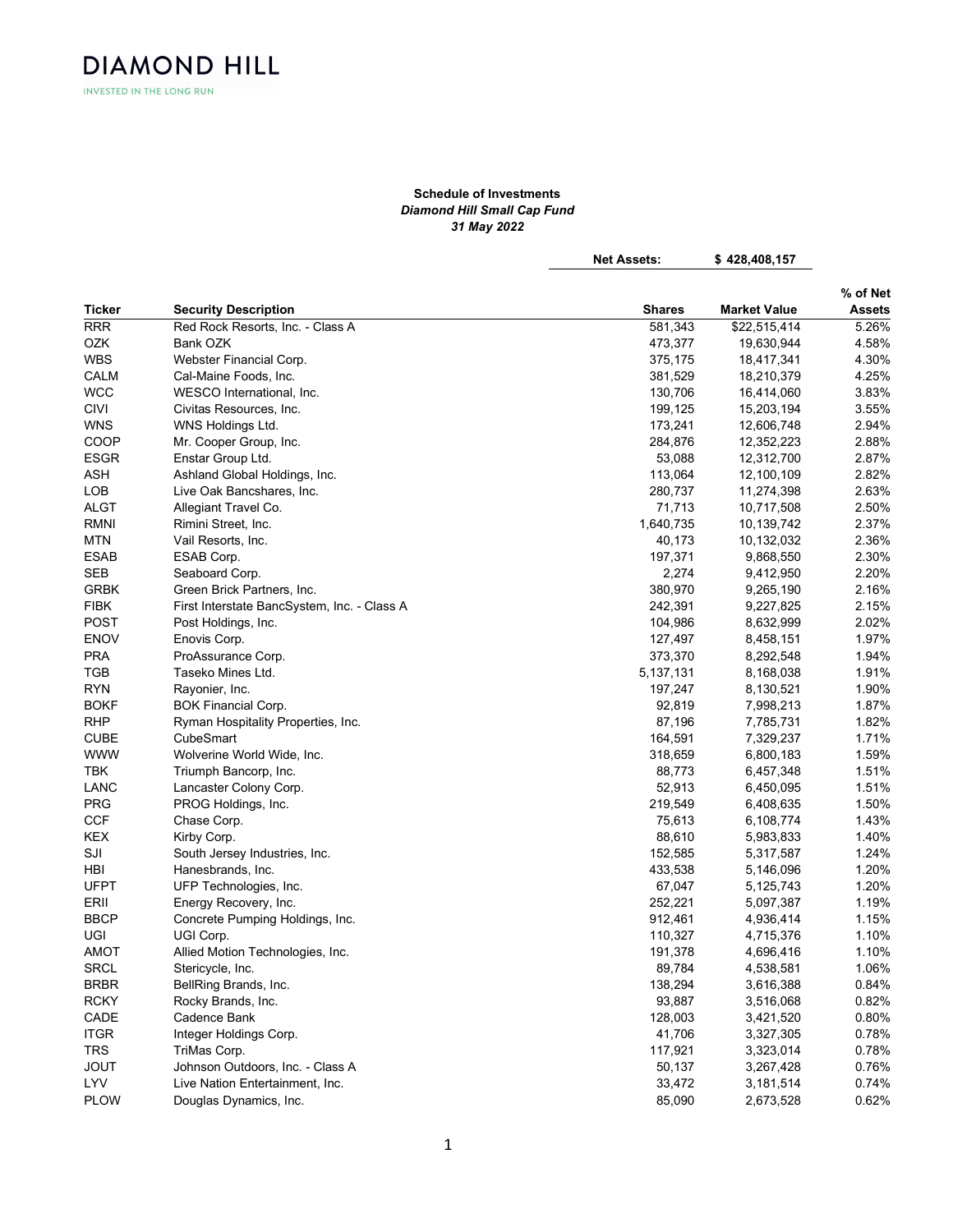DIAMOND HILL

INVESTED IN THE LONG RUN

**Schedule of Investments**
***Diamond Hill Small Cap Fund***
***31 May 2022***

**Net Assets: $ 428,408,157**

| Ticker | Security Description | Shares | Market Value | % of Net Assets |
|---|---|---|---|---|
| RRR | Red Rock Resorts, Inc. - Class A | 581,343 | $22,515,414 | 5.26% |
| OZK | Bank OZK | 473,377 | 19,630,944 | 4.58% |
| WBS | Webster Financial Corp. | 375,175 | 18,417,341 | 4.30% |
| CALM | Cal-Maine Foods, Inc. | 381,529 | 18,210,379 | 4.25% |
| WCC | WESCO International, Inc. | 130,706 | 16,414,060 | 3.83% |
| CIVI | Civitas Resources, Inc. | 199,125 | 15,203,194 | 3.55% |
| WNS | WNS Holdings Ltd. | 173,241 | 12,606,748 | 2.94% |
| COOP | Mr. Cooper Group, Inc. | 284,876 | 12,352,223 | 2.88% |
| ESGR | Enstar Group Ltd. | 53,088 | 12,312,700 | 2.87% |
| ASH | Ashland Global Holdings, Inc. | 113,064 | 12,100,109 | 2.82% |
| LOB | Live Oak Bancshares, Inc. | 280,737 | 11,274,398 | 2.63% |
| ALGT | Allegiant Travel Co. | 71,713 | 10,717,508 | 2.50% |
| RMNI | Rimini Street, Inc. | 1,640,735 | 10,139,742 | 2.37% |
| MTN | Vail Resorts, Inc. | 40,173 | 10,132,032 | 2.36% |
| ESAB | ESAB Corp. | 197,371 | 9,868,550 | 2.30% |
| SEB | Seaboard Corp. | 2,274 | 9,412,950 | 2.20% |
| GRBK | Green Brick Partners, Inc. | 380,970 | 9,265,190 | 2.16% |
| FIBK | First Interstate BancSystem, Inc. - Class A | 242,391 | 9,227,825 | 2.15% |
| POST | Post Holdings, Inc. | 104,986 | 8,632,999 | 2.02% |
| ENOV | Enovis Corp. | 127,497 | 8,458,151 | 1.97% |
| PRA | ProAssurance Corp. | 373,370 | 8,292,548 | 1.94% |
| TGB | Taseko Mines Ltd. | 5,137,131 | 8,168,038 | 1.91% |
| RYN | Rayonier, Inc. | 197,247 | 8,130,521 | 1.90% |
| BOKF | BOK Financial Corp. | 92,819 | 7,998,213 | 1.87% |
| RHP | Ryman Hospitality Properties, Inc. | 87,196 | 7,785,731 | 1.82% |
| CUBE | CubeSmart | 164,591 | 7,329,237 | 1.71% |
| WWW | Wolverine World Wide, Inc. | 318,659 | 6,800,183 | 1.59% |
| TBK | Triumph Bancorp, Inc. | 88,773 | 6,457,348 | 1.51% |
| LANC | Lancaster Colony Corp. | 52,913 | 6,450,095 | 1.51% |
| PRG | PROG Holdings, Inc. | 219,549 | 6,408,635 | 1.50% |
| CCF | Chase Corp. | 75,613 | 6,108,774 | 1.43% |
| KEX | Kirby Corp. | 88,610 | 5,983,833 | 1.40% |
| SJI | South Jersey Industries, Inc. | 152,585 | 5,317,587 | 1.24% |
| HBI | Hanesbrands, Inc. | 433,538 | 5,146,096 | 1.20% |
| UFPT | UFP Technologies, Inc. | 67,047 | 5,125,743 | 1.20% |
| ERII | Energy Recovery, Inc. | 252,221 | 5,097,387 | 1.19% |
| BBCP | Concrete Pumping Holdings, Inc. | 912,461 | 4,936,414 | 1.15% |
| UGI | UGI Corp. | 110,327 | 4,715,376 | 1.10% |
| AMOT | Allied Motion Technologies, Inc. | 191,378 | 4,696,416 | 1.10% |
| SRCL | Stericycle, Inc. | 89,784 | 4,538,581 | 1.06% |
| BRBR | BellRing Brands, Inc. | 138,294 | 3,616,388 | 0.84% |
| RCKY | Rocky Brands, Inc. | 93,887 | 3,516,068 | 0.82% |
| CADE | Cadence Bank | 128,003 | 3,421,520 | 0.80% |
| ITGR | Integer Holdings Corp. | 41,706 | 3,327,305 | 0.78% |
| TRS | TriMas Corp. | 117,921 | 3,323,014 | 0.78% |
| JOUT | Johnson Outdoors, Inc. - Class A | 50,137 | 3,267,428 | 0.76% |
| LYV | Live Nation Entertainment, Inc. | 33,472 | 3,181,514 | 0.74% |
| PLOW | Douglas Dynamics, Inc. | 85,090 | 2,673,528 | 0.62% |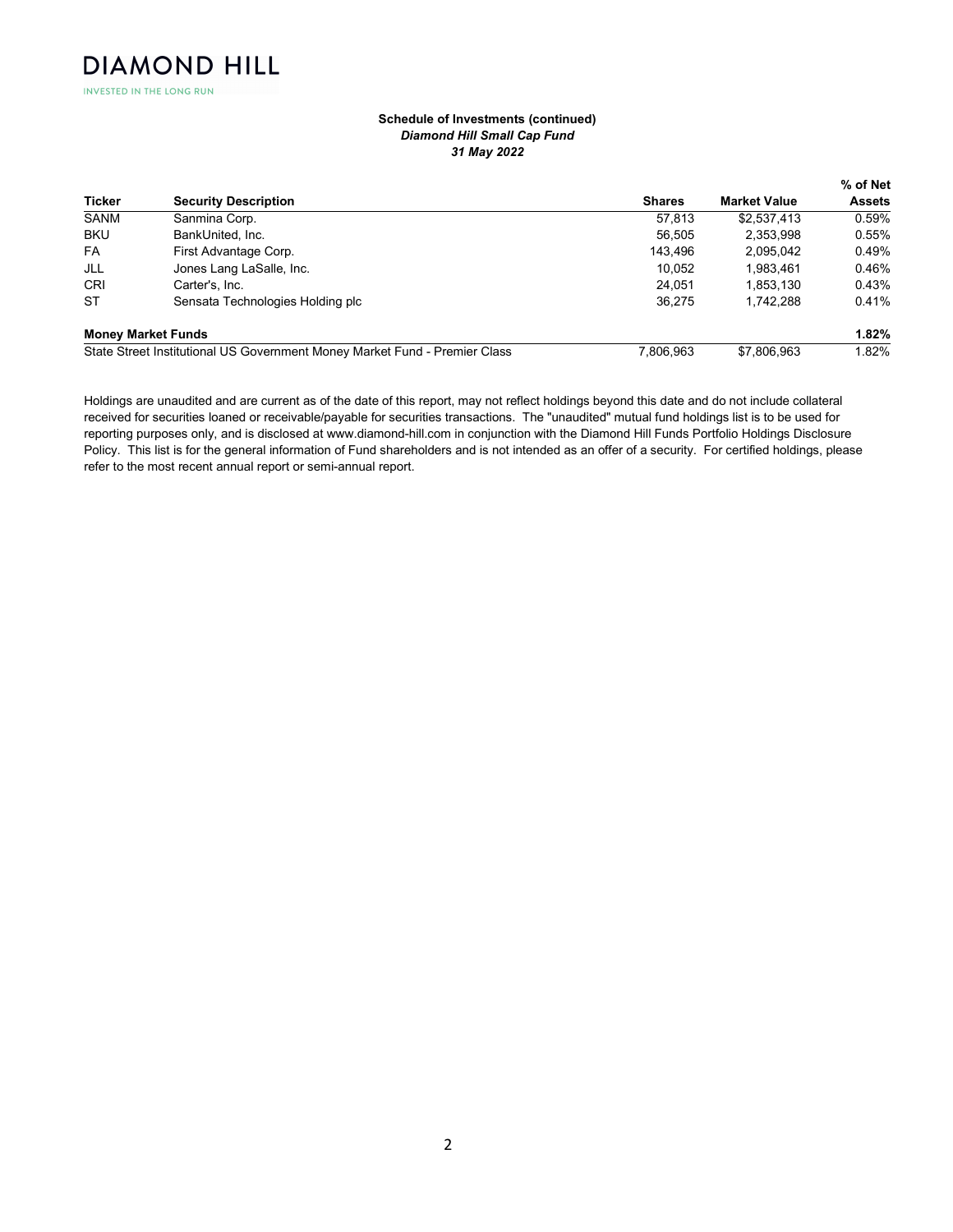**Schedule of Investments (continued)**
***Diamond Hill Small Cap Fund***
***31 May 2022***

| Ticker | Security Description | Shares | Market Value | % of Net Assets |
|---|---|---|---|---|
| SANM | Sanmina Corp. | 57,813 | $2,537,413 | 0.59% |
| BKU | BankUnited, Inc. | 56,505 | 2,353,998 | 0.55% |
| FA | First Advantage Corp. | 143,496 | 2,095,042 | 0.49% |
| JLL | Jones Lang LaSalle, Inc. | 10,052 | 1,983,461 | 0.46% |
| CRI | Carter's, Inc. | 24,051 | 1,853,130 | 0.43% |
| ST | Sensata Technologies Holding plc | 36,275 | 1,742,288 | 0.41% |
| **Money Market Funds** | | | | **1.82%** |
| State Street Institutional US Government Money Market Fund - Premier Class | | 7,806,963 | $7,806,963 | 1.82% |

Holdings are unaudited and are current as of the date of this report, may not reflect holdings beyond this date and do not include collateral received for securities loaned or receivable/payable for securities transactions. The "unaudited" mutual fund holdings list is to be used for reporting purposes only, and is disclosed at www.diamond-hill.com in conjunction with the Diamond Hill Funds Portfolio Holdings Disclosure Policy. This list is for the general information of Fund shareholders and is not intended as an offer of a security. For certified holdings, please refer to the most recent annual report or semi-annual report.